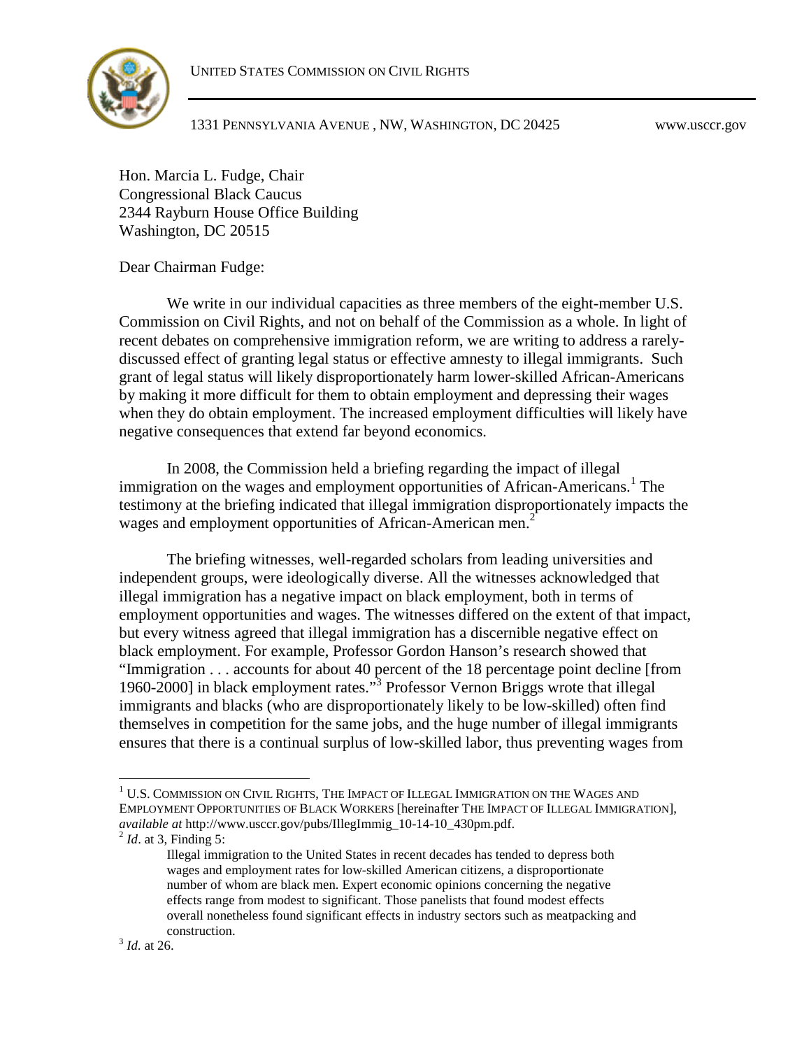UNITED STATES COMMISSION ON CIVIL RIGHTS

1331 PENNSYLVANIA AVENUE , NW, WASHINGTON, DC 20425 www.usccr.gov

Hon. Marcia L. Fudge, Chair
Congressional Black Caucus
2344 Rayburn House Office Building
Washington, DC 20515

Dear Chairman Fudge:

We write in our individual capacities as three members of the eight-member U.S. Commission on Civil Rights, and not on behalf of the Commission as a whole. In light of recent debates on comprehensive immigration reform, we are writing to address a rarely-discussed effect of granting legal status or effective amnesty to illegal immigrants. Such grant of legal status will likely disproportionately harm lower-skilled African-Americans by making it more difficult for them to obtain employment and depressing their wages when they do obtain employment. The increased employment difficulties will likely have negative consequences that extend far beyond economics.

In 2008, the Commission held a briefing regarding the impact of illegal immigration on the wages and employment opportunities of African-Americans.[1] The testimony at the briefing indicated that illegal immigration disproportionately impacts the wages and employment opportunities of African-American men.[2]

The briefing witnesses, well-regarded scholars from leading universities and independent groups, were ideologically diverse. All the witnesses acknowledged that illegal immigration has a negative impact on black employment, both in terms of employment opportunities and wages. The witnesses differed on the extent of that impact, but every witness agreed that illegal immigration has a discernible negative effect on black employment. For example, Professor Gordon Hanson's research showed that "Immigration . . . accounts for about 40 percent of the 18 percentage point decline [from 1960-2000] in black employment rates."[3] Professor Vernon Briggs wrote that illegal immigrants and blacks (who are disproportionately likely to be low-skilled) often find themselves in competition for the same jobs, and the huge number of illegal immigrants ensures that there is a continual surplus of low-skilled labor, thus preventing wages from

---

[1] U.S. COMMISSION ON CIVIL RIGHTS, THE IMPACT OF ILLEGAL IMMIGRATION ON THE WAGES AND EMPLOYMENT OPPORTUNITIES OF BLACK WORKERS [hereinafter THE IMPACT OF ILLEGAL IMMIGRATION], *available at* http://www.usccr.gov/pubs/IllegImmig_10-14-10_430pm.pdf.

[2] *Id*. at 3, Finding 5:

> Illegal immigration to the United States in recent decades has tended to depress both wages and employment rates for low-skilled American citizens, a disproportionate number of whom are black men. Expert economic opinions concerning the negative effects range from modest to significant. Those panelists that found modest effects overall nonetheless found significant effects in industry sectors such as meatpacking and construction.

[3] *Id.* at 26.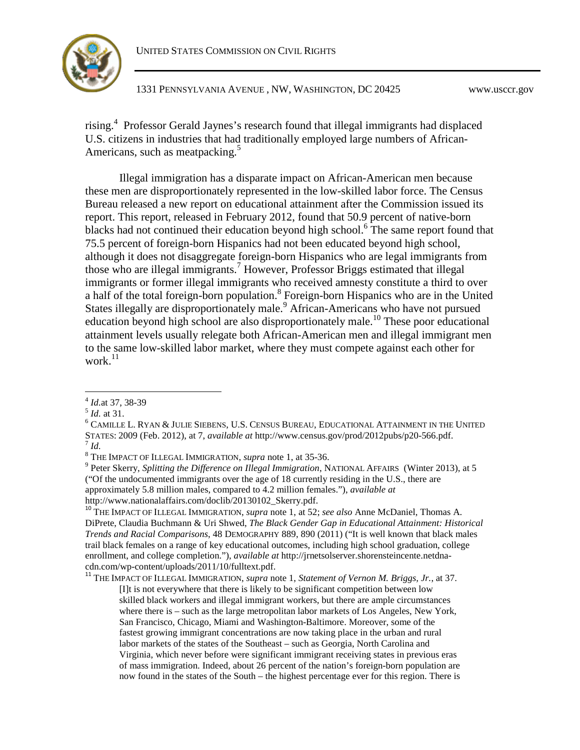rising.[4] Professor Gerald Jaynes's research found that illegal immigrants had displaced U.S. citizens in industries that had traditionally employed large numbers of African-Americans, such as meatpacking.[5]

Illegal immigration has a disparate impact on African-American men because these men are disproportionately represented in the low-skilled labor force. The Census Bureau released a new report on educational attainment after the Commission issued its report. This report, released in February 2012, found that 50.9 percent of native-born blacks had not continued their education beyond high school.[6] The same report found that 75.5 percent of foreign-born Hispanics had not been educated beyond high school, although it does not disaggregate foreign-born Hispanics who are legal immigrants from those who are illegal immigrants.[7] However, Professor Briggs estimated that illegal immigrants or former illegal immigrants who received amnesty constitute a third to over a half of the total foreign-born population.[8] Foreign-born Hispanics who are in the United States illegally are disproportionately male.[9] African-Americans who have not pursued education beyond high school are also disproportionately male.[10] These poor educational attainment levels usually relegate both African-American men and illegal immigrant men to the same low-skilled labor market, where they must compete against each other for work.[11]

---

[4] *Id.*at 37, 38-39

[5] *Id.* at 31.

[6] Camille L. Ryan & Julie Siebens, U.S. Census Bureau, Educational Attainment in the United States: 2009 (Feb. 2012), at 7, *available at* http://www.census.gov/prod/2012pubs/p20-566.pdf.

[7] *Id.*

[8] The Impact of Illegal Immigration, *supra* note 1, at 35-36.

[9] Peter Skerry, *Splitting the Difference on Illegal Immigration*, National Affairs (Winter 2013), at 5 ("Of the undocumented immigrants over the age of 18 currently residing in the U.S., there are approximately 5.8 million males, compared to 4.2 million females."), *available at* http://www.nationalaffairs.com/doclib/20130102_Skerry.pdf.

[10] The Impact of Illegal Immigration, *supra* note 1, at 52; *see also* Anne McDaniel, Thomas A. DiPrete, Claudia Buchmann & Uri Shwed, *The Black Gender Gap in Educational Attainment: Historical Trends and Racial Comparisons*, 48 Demography 889, 890 (2011) ("It is well known that black males trail black females on a range of key educational outcomes, including high school graduation, college enrollment, and college completion."), *available at* http://jrnetsolserver.shorensteincente.netdna-cdn.com/wp-content/uploads/2011/10/fulltext.pdf.

[11] The Impact of Illegal Immigration, *supra* note 1, *Statement of Vernon M. Briggs, Jr.*, at 37.

> [I]t is not everywhere that there is likely to be significant competition between low skilled black workers and illegal immigrant workers, but there are ample circumstances where there is – such as the large metropolitan labor markets of Los Angeles, New York, San Francisco, Chicago, Miami and Washington-Baltimore. Moreover, some of the fastest growing immigrant concentrations are now taking place in the urban and rural labor markets of the states of the Southeast – such as Georgia, North Carolina and Virginia, which never before were significant immigrant receiving states in previous eras of mass immigration. Indeed, about 26 percent of the nation's foreign-born population are now found in the states of the South – the highest percentage ever for this region. There is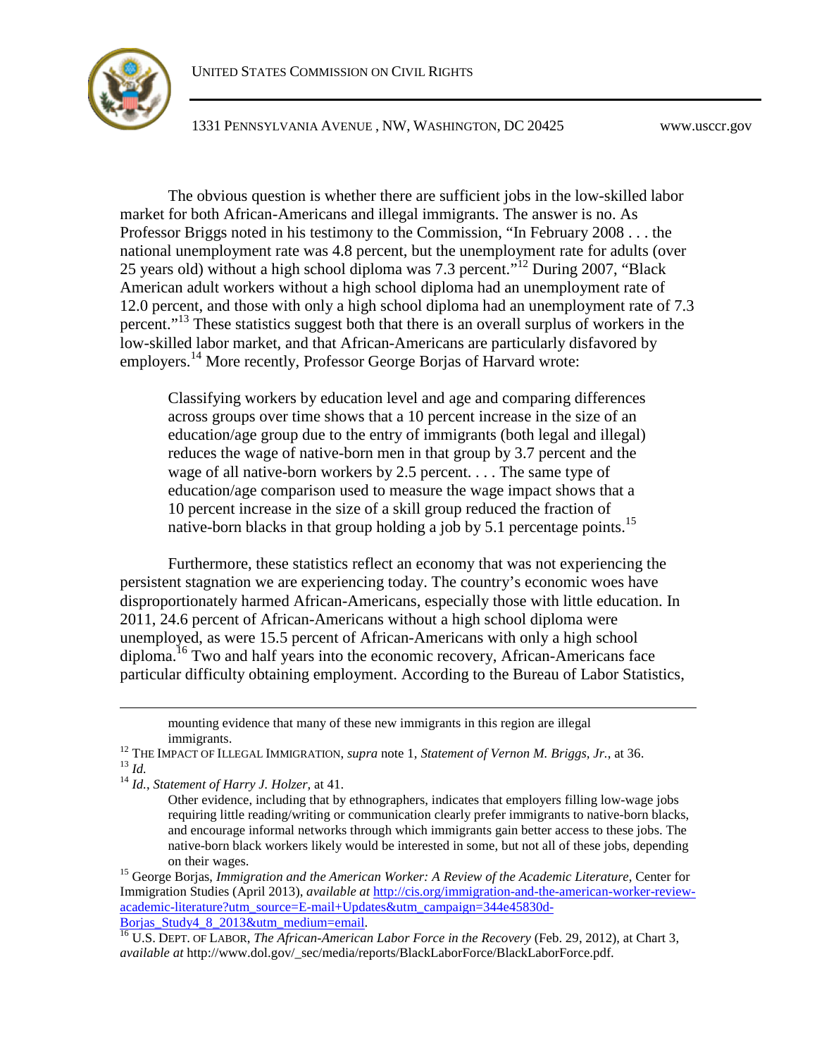The obvious question is whether there are sufficient jobs in the low-skilled labor market for both African-Americans and illegal immigrants. The answer is no. As Professor Briggs noted in his testimony to the Commission, "In February 2008 . . . the national unemployment rate was 4.8 percent, but the unemployment rate for adults (over 25 years old) without a high school diploma was 7.3 percent."[12] During 2007, "Black American adult workers without a high school diploma had an unemployment rate of 12.0 percent, and those with only a high school diploma had an unemployment rate of 7.3 percent."[13] These statistics suggest both that there is an overall surplus of workers in the low-skilled labor market, and that African-Americans are particularly disfavored by employers.[14] More recently, Professor George Borjas of Harvard wrote:

> Classifying workers by education level and age and comparing differences across groups over time shows that a 10 percent increase in the size of an education/age group due to the entry of immigrants (both legal and illegal) reduces the wage of native-born men in that group by 3.7 percent and the wage of all native-born workers by 2.5 percent. . . . The same type of education/age comparison used to measure the wage impact shows that a 10 percent increase in the size of a skill group reduced the fraction of native-born blacks in that group holding a job by 5.1 percentage points.[15]

Furthermore, these statistics reflect an economy that was not experiencing the persistent stagnation we are experiencing today. The country's economic woes have disproportionately harmed African-Americans, especially those with little education. In 2011, 24.6 percent of African-Americans without a high school diploma were unemployed, as were 15.5 percent of African-Americans with only a high school diploma.[16] Two and half years into the economic recovery, African-Americans face particular difficulty obtaining employment. According to the Bureau of Labor Statistics,

---

mounting evidence that many of these new immigrants in this region are illegal immigrants.

[12] THE IMPACT OF ILLEGAL IMMIGRATION, *supra* note 1, *Statement of Vernon M. Briggs, Jr.*, at 36.

[13] *Id.*

[14] *Id.*, *Statement of Harry J. Holzer*, at 41.

Other evidence, including that by ethnographers, indicates that employers filling low-wage jobs requiring little reading/writing or communication clearly prefer immigrants to native-born blacks, and encourage informal networks through which immigrants gain better access to these jobs. The native-born black workers likely would be interested in some, but not all of these jobs, depending on their wages.

[15] George Borjas, *Immigration and the American Worker: A Review of the Academic Literature*, Center for Immigration Studies (April 2013), *available at* http://cis.org/immigration-and-the-american-worker-review-academic-literature?utm_source=E-mail+Updates&utm_campaign=344e45830d-Borjas_Study4_8_2013&utm_medium=email.

[16] U.S. DEPT. OF LABOR, *The African-American Labor Force in the Recovery* (Feb. 29, 2012), at Chart 3, *available at* http://www.dol.gov/_sec/media/reports/BlackLaborForce/BlackLaborForce.pdf.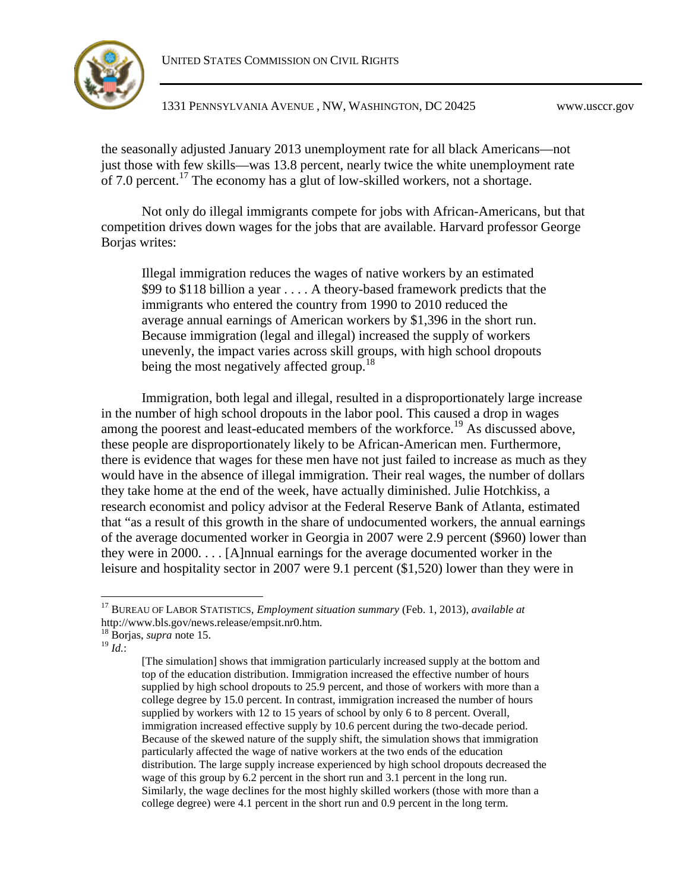the seasonally adjusted January 2013 unemployment rate for all black Americans—not just those with few skills—was 13.8 percent, nearly twice the white unemployment rate of 7.0 percent.[17] The economy has a glut of low-skilled workers, not a shortage.

Not only do illegal immigrants compete for jobs with African-Americans, but that competition drives down wages for the jobs that are available. Harvard professor George Borjas writes:

> Illegal immigration reduces the wages of native workers by an estimated $99 to $118 billion a year . . . . A theory-based framework predicts that the immigrants who entered the country from 1990 to 2010 reduced the average annual earnings of American workers by $1,396 in the short run. Because immigration (legal and illegal) increased the supply of workers unevenly, the impact varies across skill groups, with high school dropouts being the most negatively affected group.[18]

Immigration, both legal and illegal, resulted in a disproportionately large increase in the number of high school dropouts in the labor pool. This caused a drop in wages among the poorest and least-educated members of the workforce.[19] As discussed above, these people are disproportionately likely to be African-American men. Furthermore, there is evidence that wages for these men have not just failed to increase as much as they would have in the absence of illegal immigration. Their real wages, the number of dollars they take home at the end of the week, have actually diminished. Julie Hotchkiss, a research economist and policy advisor at the Federal Reserve Bank of Atlanta, estimated that "as a result of this growth in the share of undocumented workers, the annual earnings of the average documented worker in Georgia in 2007 were 2.9 percent ($960) lower than they were in 2000. . . . [A]nnual earnings for the average documented worker in the leisure and hospitality sector in 2007 were 9.1 percent ($1,520) lower than they were in

---

[17] BUREAU OF LABOR STATISTICS, *Employment situation summary* (Feb. 1, 2013), *available at* http://www.bls.gov/news.release/empsit.nr0.htm.

[18] Borjas, *supra* note 15.

[19] *Id.*:

> [The simulation] shows that immigration particularly increased supply at the bottom and top of the education distribution. Immigration increased the effective number of hours supplied by high school dropouts to 25.9 percent, and those of workers with more than a college degree by 15.0 percent. In contrast, immigration increased the number of hours supplied by workers with 12 to 15 years of school by only 6 to 8 percent. Overall, immigration increased effective supply by 10.6 percent during the two-decade period. Because of the skewed nature of the supply shift, the simulation shows that immigration particularly affected the wage of native workers at the two ends of the education distribution. The large supply increase experienced by high school dropouts decreased the wage of this group by 6.2 percent in the short run and 3.1 percent in the long run. Similarly, the wage declines for the most highly skilled workers (those with more than a college degree) were 4.1 percent in the short run and 0.9 percent in the long term.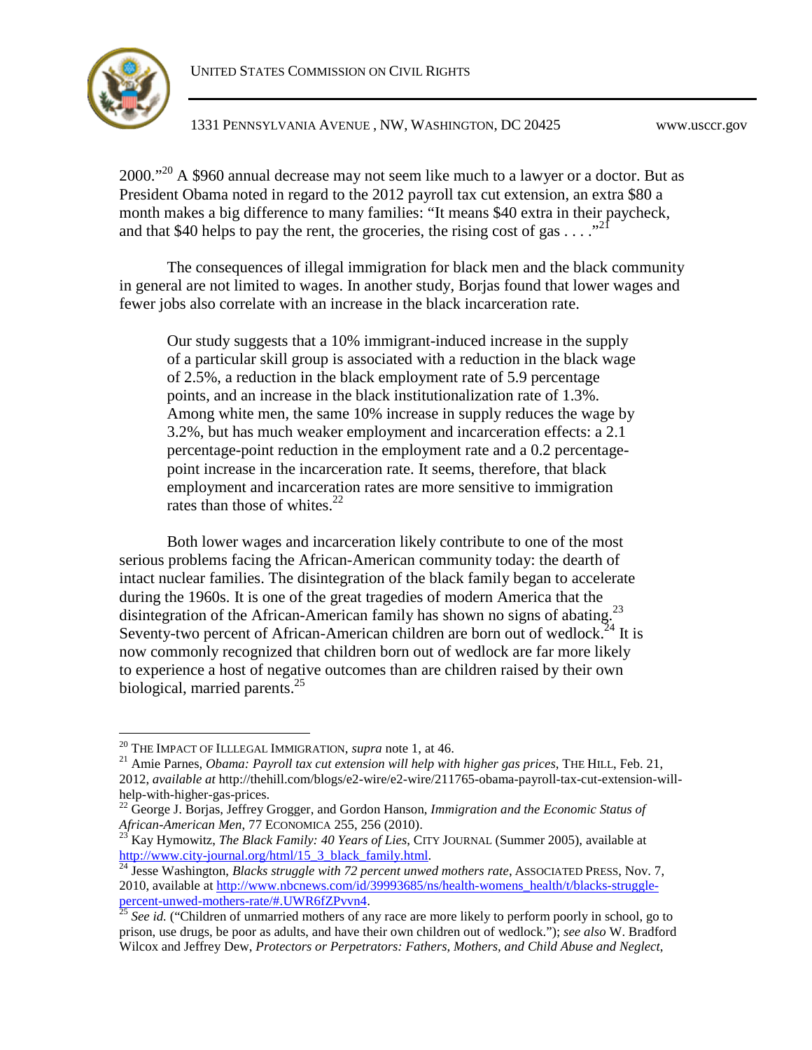2000."[20] A $960 annual decrease may not seem like much to a lawyer or a doctor. But as President Obama noted in regard to the 2012 payroll tax cut extension, an extra $80 a month makes a big difference to many families: "It means $40 extra in their paycheck, and that $40 helps to pay the rent, the groceries, the rising cost of gas . . . ."[21]

The consequences of illegal immigration for black men and the black community in general are not limited to wages. In another study, Borjas found that lower wages and fewer jobs also correlate with an increase in the black incarceration rate.

> Our study suggests that a 10% immigrant-induced increase in the supply of a particular skill group is associated with a reduction in the black wage of 2.5%, a reduction in the black employment rate of 5.9 percentage points, and an increase in the black institutionalization rate of 1.3%. Among white men, the same 10% increase in supply reduces the wage by 3.2%, but has much weaker employment and incarceration effects: a 2.1 percentage-point reduction in the employment rate and a 0.2 percentage-point increase in the incarceration rate. It seems, therefore, that black employment and incarceration rates are more sensitive to immigration rates than those of whites.[22]

Both lower wages and incarceration likely contribute to one of the most serious problems facing the African-American community today: the dearth of intact nuclear families. The disintegration of the black family began to accelerate during the 1960s. It is one of the great tragedies of modern America that the disintegration of the African-American family has shown no signs of abating.[23] Seventy-two percent of African-American children are born out of wedlock.[24] It is now commonly recognized that children born out of wedlock are far more likely to experience a host of negative outcomes than are children raised by their own biological, married parents.[25]

---

[20] THE IMPACT OF ILLLEGAL IMMIGRATION, *supra* note 1, at 46.

[21] Amie Parnes, *Obama: Payroll tax cut extension will help with higher gas prices*, THE HILL, Feb. 21, 2012, *available at* http://thehill.com/blogs/e2-wire/e2-wire/211765-obama-payroll-tax-cut-extension-will-help-with-higher-gas-prices.

[22] George J. Borjas, Jeffrey Grogger, and Gordon Hanson, *Immigration and the Economic Status of African-American Men*, 77 ECONOMICA 255, 256 (2010).

[23] Kay Hymowitz, *The Black Family: 40 Years of Lies*, CITY JOURNAL (Summer 2005), available at http://www.city-journal.org/html/15_3_black_family.html.

[24] Jesse Washington, *Blacks struggle with 72 percent unwed mothers rate*, ASSOCIATED PRESS, Nov. 7, 2010, available at http://www.nbcnews.com/id/39993685/ns/health-womens_health/t/blacks-struggle-percent-unwed-mothers-rate/#.UWR6fZPvvn4.

[25] *See id.* ("Children of unmarried mothers of any race are more likely to perform poorly in school, go to prison, use drugs, be poor as adults, and have their own children out of wedlock."); *see also* W. Bradford Wilcox and Jeffrey Dew, *Protectors or Perpetrators: Fathers, Mothers, and Child Abuse and Neglect*,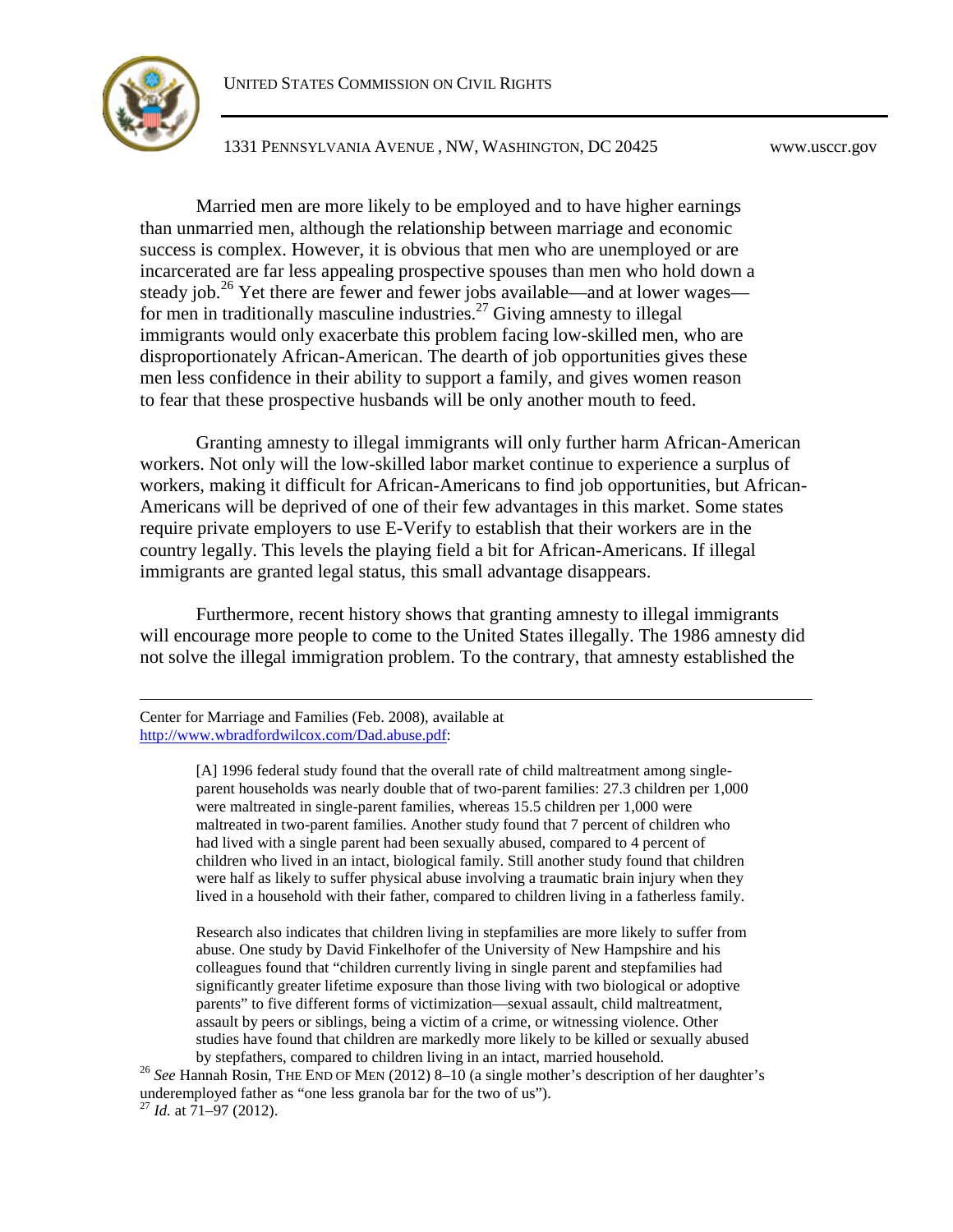Married men are more likely to be employed and to have higher earnings than unmarried men, although the relationship between marriage and economic success is complex. However, it is obvious that men who are unemployed or are incarcerated are far less appealing prospective spouses than men who hold down a steady job.[26] Yet there are fewer and fewer jobs available—and at lower wages—for men in traditionally masculine industries.[27] Giving amnesty to illegal immigrants would only exacerbate this problem facing low-skilled men, who are disproportionately African-American. The dearth of job opportunities gives these men less confidence in their ability to support a family, and gives women reason to fear that these prospective husbands will be only another mouth to feed.

Granting amnesty to illegal immigrants will only further harm African-American workers. Not only will the low-skilled labor market continue to experience a surplus of workers, making it difficult for African-Americans to find job opportunities, but African-Americans will be deprived of one of their few advantages in this market. Some states require private employers to use E-Verify to establish that their workers are in the country legally. This levels the playing field a bit for African-Americans. If illegal immigrants are granted legal status, this small advantage disappears.

Furthermore, recent history shows that granting amnesty to illegal immigrants will encourage more people to come to the United States illegally. The 1986 amnesty did not solve the illegal immigration problem. To the contrary, that amnesty established the

---

Center for Marriage and Families (Feb. 2008), available at http://www.wbradfordwilcox.com/Dad.abuse.pdf:

> [A] 1996 federal study found that the overall rate of child maltreatment among single-parent households was nearly double that of two-parent families: 27.3 children per 1,000 were maltreated in single-parent families, whereas 15.5 children per 1,000 were maltreated in two-parent families. Another study found that 7 percent of children who had lived with a single parent had been sexually abused, compared to 4 percent of children who lived in an intact, biological family. Still another study found that children were half as likely to suffer physical abuse involving a traumatic brain injury when they lived in a household with their father, compared to children living in a fatherless family.
>
> Research also indicates that children living in stepfamilies are more likely to suffer from abuse. One study by David Finkelhofer of the University of New Hampshire and his colleagues found that "children currently living in single parent and stepfamilies had significantly greater lifetime exposure than those living with two biological or adoptive parents" to five different forms of victimization—sexual assault, child maltreatment, assault by peers or siblings, being a victim of a crime, or witnessing violence. Other studies have found that children are markedly more likely to be killed or sexually abused by stepfathers, compared to children living in an intact, married household.

[26] *See* Hannah Rosin, THE END OF MEN (2012) 8–10 (a single mother's description of her daughter's underemployed father as "one less granola bar for the two of us").

[27] *Id.* at 71–97 (2012).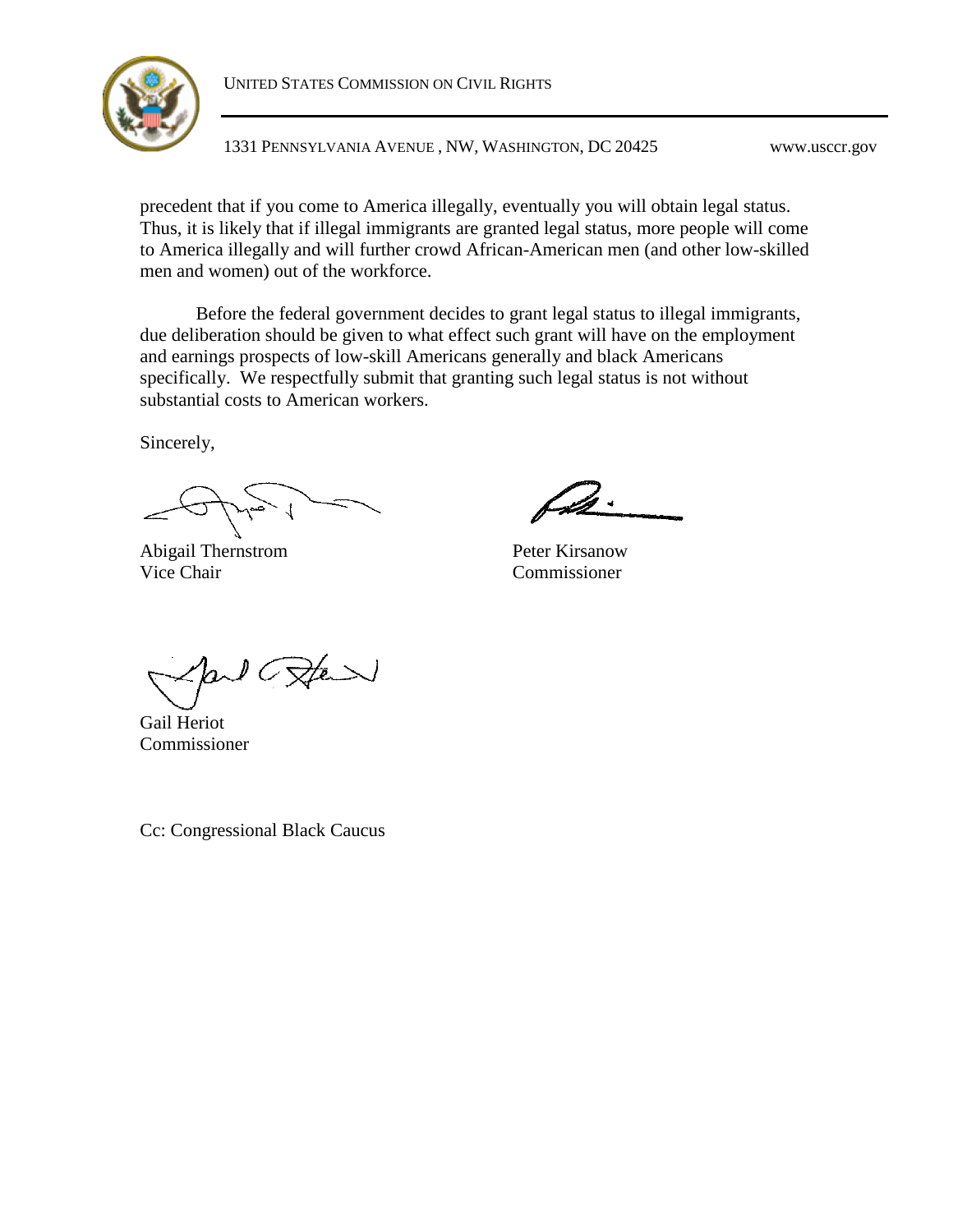precedent that if you come to America illegally, eventually you will obtain legal status. Thus, it is likely that if illegal immigrants are granted legal status, more people will come to America illegally and will further crowd African-American men (and other low-skilled men and women) out of the workforce.

Before the federal government decides to grant legal status to illegal immigrants, due deliberation should be given to what effect such grant will have on the employment and earnings prospects of low-skill Americans generally and black Americans specifically. We respectfully submit that granting such legal status is not without substantial costs to American workers.

Sincerely,

Abigail Thernstrom
Vice Chair

Peter Kirsanow
Commissioner

Gail Heriot
Commissioner

Cc: Congressional Black Caucus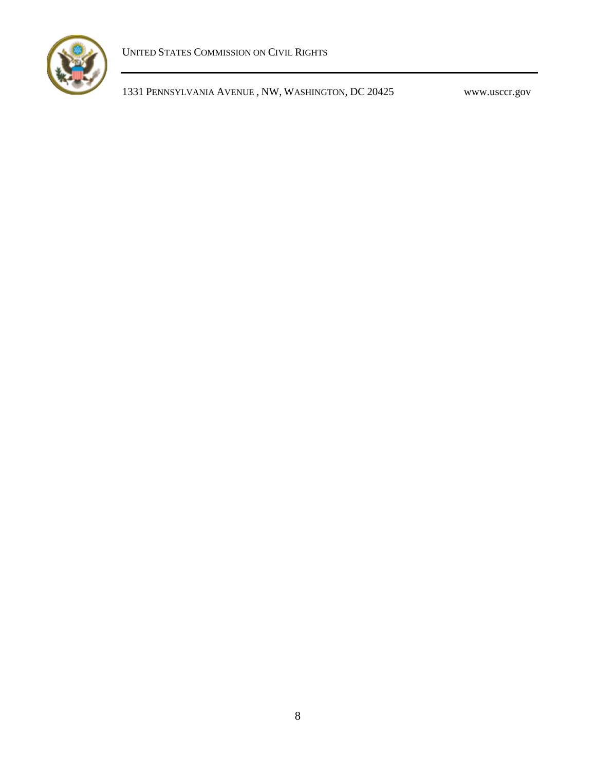UNITED STATES COMMISSION ON CIVIL RIGHTS

1331 PENNSYLVANIA AVENUE, NW, WASHINGTON, DC 20425 www.usccr.gov